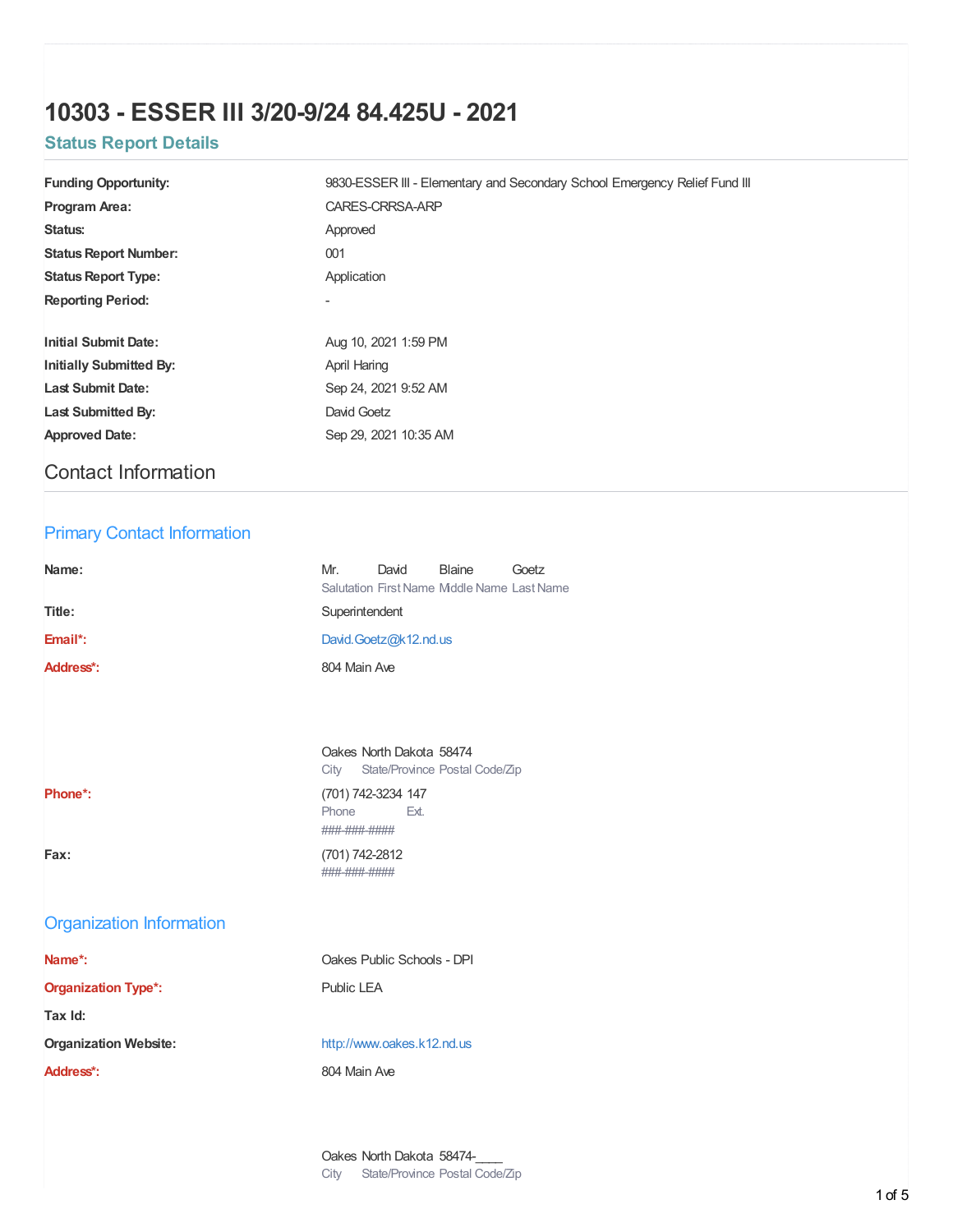# 10303 - ESSER III 3/20-9/24 84.425U - 2021

## Status Report Details

| | |
|---|---|
| **Funding Opportunity:** | 9830-ESSER III - Elementary and Secondary School Emergency Relief Fund III |
| **Program Area:** | CARES-CRRSA-ARP |
| **Status:** | Approved |
| **Status Report Number:** | 001 |
| **Status Report Type:** | Application |
| **Reporting Period:** | - |
| **Initial Submit Date:** | Aug 10, 2021 1:59 PM |
| **Initially Submitted By:** | April Haring |
| **Last Submit Date:** | Sep 24, 2021 9:52 AM |
| **Last Submitted By:** | David Goetz |
| **Approved Date:** | Sep 29, 2021 10:35 AM |

## Contact Information

### Primary Contact Information

**Name:**

| Mr. | David | Blaine | Goetz |
|---|---|---|---|
| Salutation | First Name | Middle Name | Last Name |

**Title:** Superintendent

**Email*:** David.Goetz@k12.nd.us

**Address*:** 804 Main Ave

| Oakes | North Dakota | 58474 |
|---|---|---|
| City | State/Province | Postal Code/Zip |

**Phone*:** (701) 742-3234 147
Phone Ext.
###-###-####

**Fax:** (701) 742-2812
###-###-####

### Organization Information

**Name*:** Oakes Public Schools - DPI

**Organization Type*:** Public LEA

**Tax Id:**

**Organization Website:** http://www.oakes.k12.nd.us

**Address*:** 804 Main Ave

| Oakes | North Dakota | 58474-____ |
|---|---|---|
| City | State/Province | Postal Code/Zip |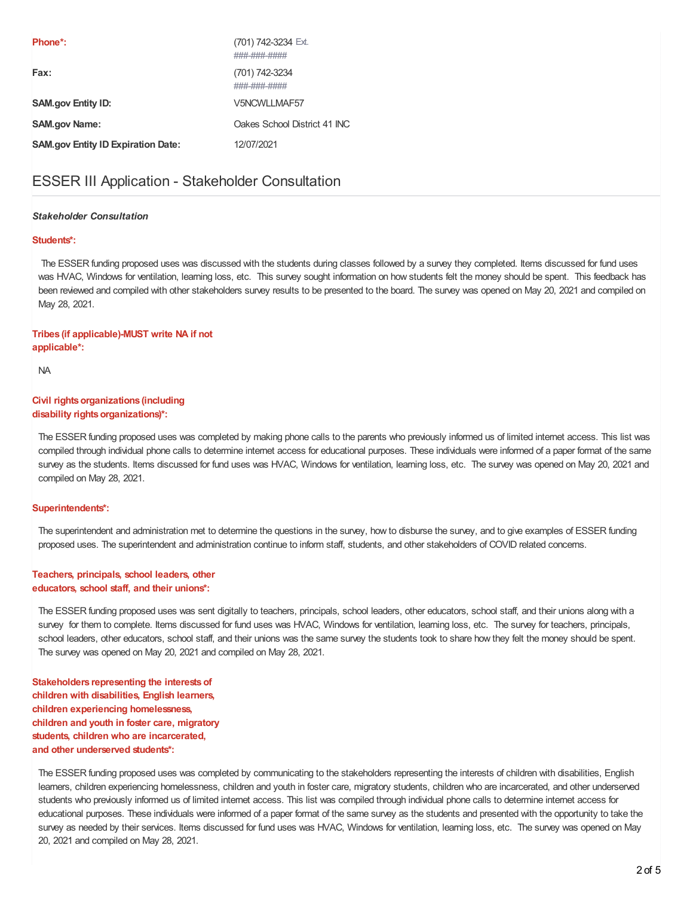| | |
|---|---|
| **Phone*:** | (701) 742-3234 Ext.<br>###-###-#### |
| **Fax:** | (701) 742-3234<br>###-###-#### |
| **SAM.gov Entity ID:** | V5NCWLLMAF57 |
| **SAM.gov Name:** | Oakes School District 41 INC |
| **SAM.gov Entity ID Expiration Date:** | 12/07/2021 |

## ESSER III Application - Stakeholder Consultation

***Stakeholder Consultation***

**Students*:**

The ESSER funding proposed uses was discussed with the students during classes followed by a survey they completed. Items discussed for fund uses was HVAC, Windows for ventilation, learning loss, etc. This survey sought information on how students felt the money should be spent. This feedback has been reviewed and compiled with other stakeholders survey results to be presented to the board. The survey was opened on May 20, 2021 and compiled on May 28, 2021.

**Tribes (if applicable)-MUST write NA if not applicable*:**

NA

**Civil rights organizations (including disability rights organizations)*:**

The ESSER funding proposed uses was completed by making phone calls to the parents who previously informed us of limited internet access. This list was compiled through individual phone calls to determine internet access for educational purposes. These individuals were informed of a paper format of the same survey as the students. Items discussed for fund uses was HVAC, Windows for ventilation, learning loss, etc. The survey was opened on May 20, 2021 and compiled on May 28, 2021.

**Superintendents*:**

The superintendent and administration met to determine the questions in the survey, how to disburse the survey, and to give examples of ESSER funding proposed uses. The superintendent and administration continue to inform staff, students, and other stakeholders of COVID related concerns.

**Teachers, principals, school leaders, other educators, school staff, and their unions*:**

The ESSER funding proposed uses was sent digitally to teachers, principals, school leaders, other educators, school staff, and their unions along with a survey for them to complete. Items discussed for fund uses was HVAC, Windows for ventilation, learning loss, etc. The survey for teachers, principals, school leaders, other educators, school staff, and their unions was the same survey the students took to share how they felt the money should be spent. The survey was opened on May 20, 2021 and compiled on May 28, 2021.

**Stakeholders representing the interests of children with disabilities, English learners, children experiencing homelessness, children and youth in foster care, migratory students, children who are incarcerated, and other underserved students*:**

The ESSER funding proposed uses was completed by communicating to the stakeholders representing the interests of children with disabilities, English learners, children experiencing homelessness, children and youth in foster care, migratory students, children who are incarcerated, and other underserved students who previously informed us of limited internet access. This list was compiled through individual phone calls to determine internet access for educational purposes. These individuals were informed of a paper format of the same survey as the students and presented with the opportunity to take the survey as needed by their services. Items discussed for fund uses was HVAC, Windows for ventilation, learning loss, etc. The survey was opened on May 20, 2021 and compiled on May 28, 2021.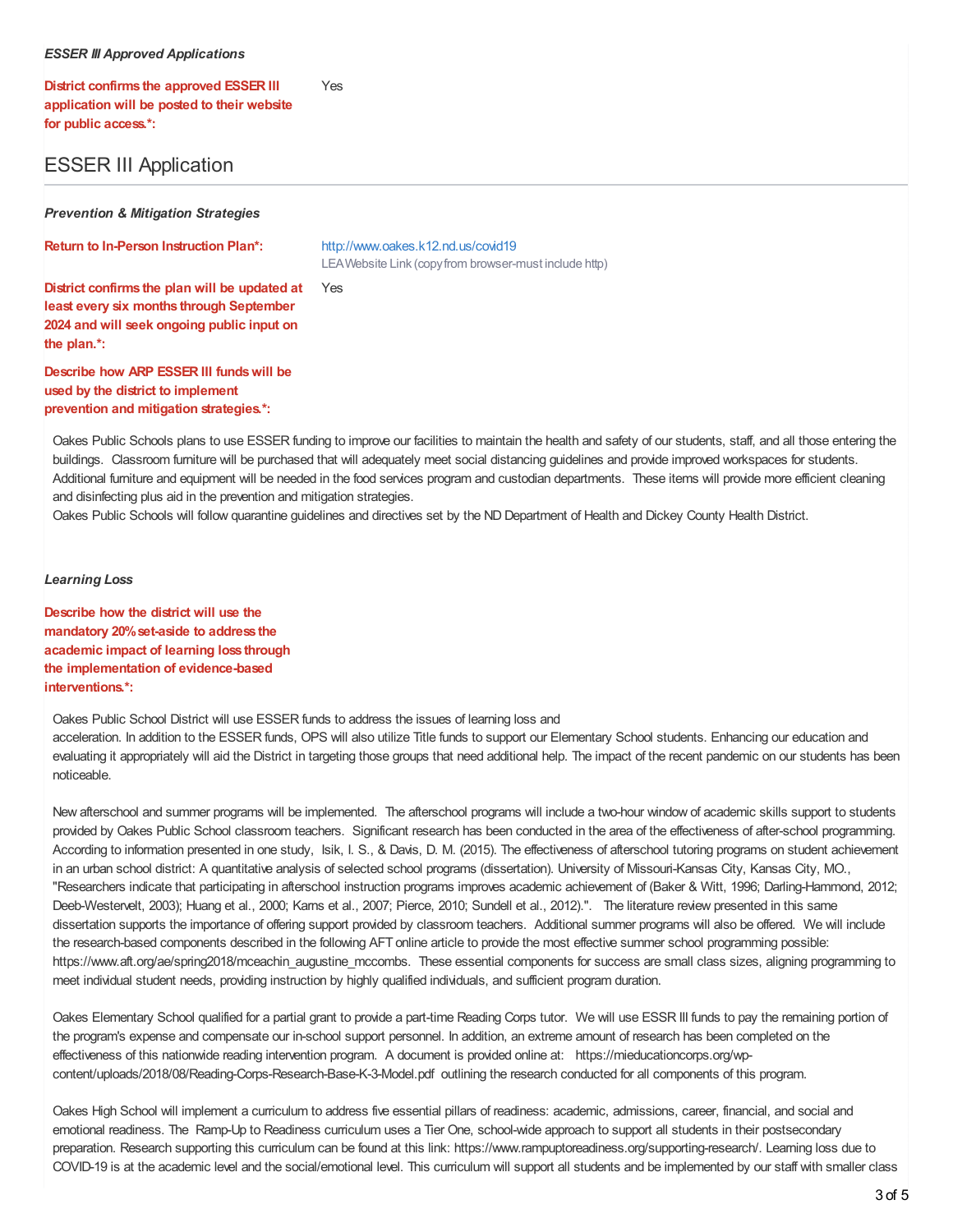***ESSER III Approved Applications***

**District confirms the approved ESSER III application will be posted to their website for public access.\*:** Yes

## ESSER III Application

***Prevention & Mitigation Strategies***

**Return to In-Person Instruction Plan\*:** http://www.oakes.k12.nd.us/covid19
LEA Website Link (copy from browser-must include http)

**District confirms the plan will be updated at least every six months through September 2024 and will seek ongoing public input on the plan.\*:** Yes

**Describe how ARP ESSER III funds will be used by the district to implement prevention and mitigation strategies.\*:**

Oakes Public Schools plans to use ESSER funding to improve our facilities to maintain the health and safety of our students, staff, and all those entering the buildings. Classroom furniture will be purchased that will adequately meet social distancing guidelines and provide improved workspaces for students. Additional furniture and equipment will be needed in the food services program and custodian departments. These items will provide more efficient cleaning and disinfecting plus aid in the prevention and mitigation strategies.
Oakes Public Schools will follow quarantine guidelines and directives set by the ND Department of Health and Dickey County Health District.

***Learning Loss***

**Describe how the district will use the mandatory 20% set-aside to address the academic impact of learning loss through the implementation of evidence-based interventions.\*:**

Oakes Public School District will use ESSER funds to address the issues of learning loss and
acceleration. In addition to the ESSER funds, OPS will also utilize Title funds to support our Elementary School students. Enhancing our education and evaluating it appropriately will aid the District in targeting those groups that need additional help. The impact of the recent pandemic on our students has been noticeable.

New afterschool and summer programs will be implemented. The afterschool programs will include a two-hour window of academic skills support to students provided by Oakes Public School classroom teachers. Significant research has been conducted in the area of the effectiveness of after-school programming. According to information presented in one study, Isik, I. S., & Davis, D. M. (2015). The effectiveness of afterschool tutoring programs on student achievement in an urban school district: A quantitative analysis of selected school programs (dissertation). University of Missouri-Kansas City, Kansas City, MO., "Researchers indicate that participating in afterschool instruction programs improves academic achievement of (Baker & Witt, 1996; Darling-Hammond, 2012; Deeb-Westervelt, 2003); Huang et al., 2000; Karns et al., 2007; Pierce, 2010; Sundell et al., 2012).". The literature review presented in this same dissertation supports the importance of offering support provided by classroom teachers. Additional summer programs will also be offered. We will include the research-based components described in the following AFT online article to provide the most effective summer school programming possible: https://www.aft.org/ae/spring2018/mceachin_augustine_mccombs. These essential components for success are small class sizes, aligning programming to meet individual student needs, providing instruction by highly qualified individuals, and sufficient program duration.

Oakes Elementary School qualified for a partial grant to provide a part-time Reading Corps tutor. We will use ESSR III funds to pay the remaining portion of the program's expense and compensate our in-school support personnel. In addition, an extreme amount of research has been completed on the effectiveness of this nationwide reading intervention program. A document is provided online at: https://mieducationcorps.org/wp-content/uploads/2018/08/Reading-Corps-Research-Base-K-3-Model.pdf outlining the research conducted for all components of this program.

Oakes High School will implement a curriculum to address five essential pillars of readiness: academic, admissions, career, financial, and social and emotional readiness. The Ramp-Up to Readiness curriculum uses a Tier One, school-wide approach to support all students in their postsecondary preparation. Research supporting this curriculum can be found at this link: https://www.rampuptoreadiness.org/supporting-research/. Learning loss due to COVID-19 is at the academic level and the social/emotional level. This curriculum will support all students and be implemented by our staff with smaller class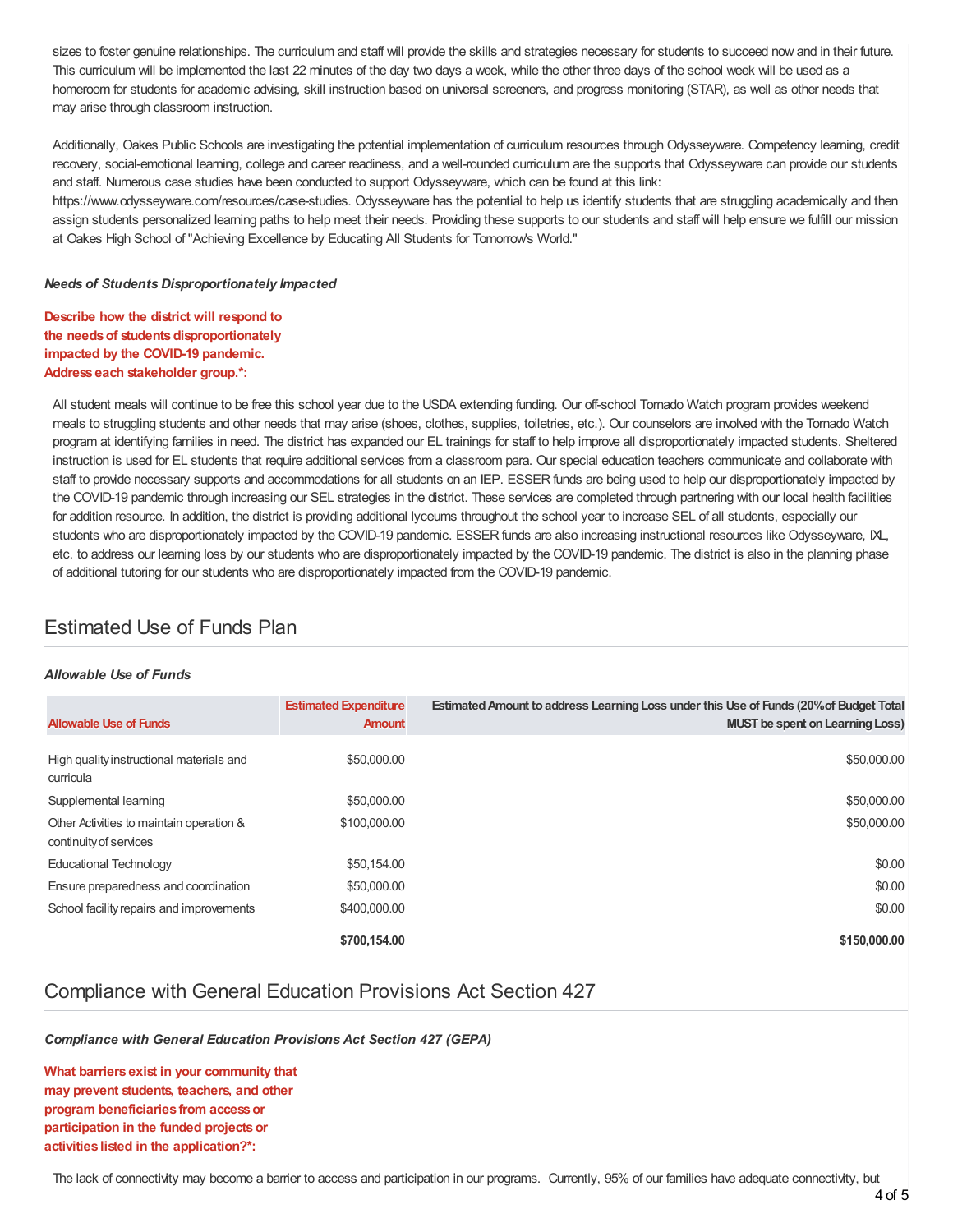sizes to foster genuine relationships. The curriculum and staff will provide the skills and strategies necessary for students to succeed now and in their future. This curriculum will be implemented the last 22 minutes of the day two days a week, while the other three days of the school week will be used as a homeroom for students for academic advising, skill instruction based on universal screeners, and progress monitoring (STAR), as well as other needs that may arise through classroom instruction.

Additionally, Oakes Public Schools are investigating the potential implementation of curriculum resources through Odysseyware. Competency learning, credit recovery, social-emotional learning, college and career readiness, and a well-rounded curriculum are the supports that Odysseyware can provide our students and staff. Numerous case studies have been conducted to support Odysseyware, which can be found at this link: https://www.odysseyware.com/resources/case-studies. Odysseyware has the potential to help us identify students that are struggling academically and then assign students personalized learning paths to help meet their needs. Providing these supports to our students and staff will help ensure we fulfill our mission at Oakes High School of "Achieving Excellence by Educating All Students for Tomorrow's World."

***Needs of Students Disproportionately Impacted***

**Describe how the district will respond to the needs of students disproportionately impacted by the COVID-19 pandemic. Address each stakeholder group.*:**

All student meals will continue to be free this school year due to the USDA extending funding. Our off-school Tornado Watch program provides weekend meals to struggling students and other needs that may arise (shoes, clothes, supplies, toiletries, etc.). Our counselors are involved with the Tornado Watch program at identifying families in need. The district has expanded our EL trainings for staff to help improve all disproportionately impacted students. Sheltered instruction is used for EL students that require additional services from a classroom para. Our special education teachers communicate and collaborate with staff to provide necessary supports and accommodations for all students on an IEP. ESSER funds are being used to help our disproportionately impacted by the COVID-19 pandemic through increasing our SEL strategies in the district. These services are completed through partnering with our local health facilities for addition resource. In addition, the district is providing additional lyceums throughout the school year to increase SEL of all students, especially our students who are disproportionately impacted by the COVID-19 pandemic. ESSER funds are also increasing instructional resources like Odysseyware, IXL, etc. to address our learning loss by our students who are disproportionately impacted by the COVID-19 pandemic. The district is also in the planning phase of additional tutoring for our students who are disproportionately impacted from the COVID-19 pandemic.

## Estimated Use of Funds Plan

***Allowable Use of Funds***

| Allowable Use of Funds | Estimated Expenditure Amount | Estimated Amount to address Learning Loss under this Use of Funds (20% of Budget Total MUST be spent on Learning Loss) |
|---|---|---|
| High quality instructional materials and curricula | $50,000.00 | $50,000.00 |
| Supplemental learning | $50,000.00 | $50,000.00 |
| Other Activities to maintain operation & continuity of services | $100,000.00 | $50,000.00 |
| Educational Technology | $50,154.00 | $0.00 |
| Ensure preparedness and coordination | $50,000.00 | $0.00 |
| School facility repairs and improvements | $400,000.00 | $0.00 |
| | **$700,154.00** | **$150,000.00** |

## Compliance with General Education Provisions Act Section 427

***Compliance with General Education Provisions Act Section 427 (GEPA)***

**What barriers exist in your community that may prevent students, teachers, and other program beneficiaries from access or participation in the funded projects or activities listed in the application?*:**

The lack of connectivity may become a barrier to access and participation in our programs. Currently, 95% of our families have adequate connectivity, but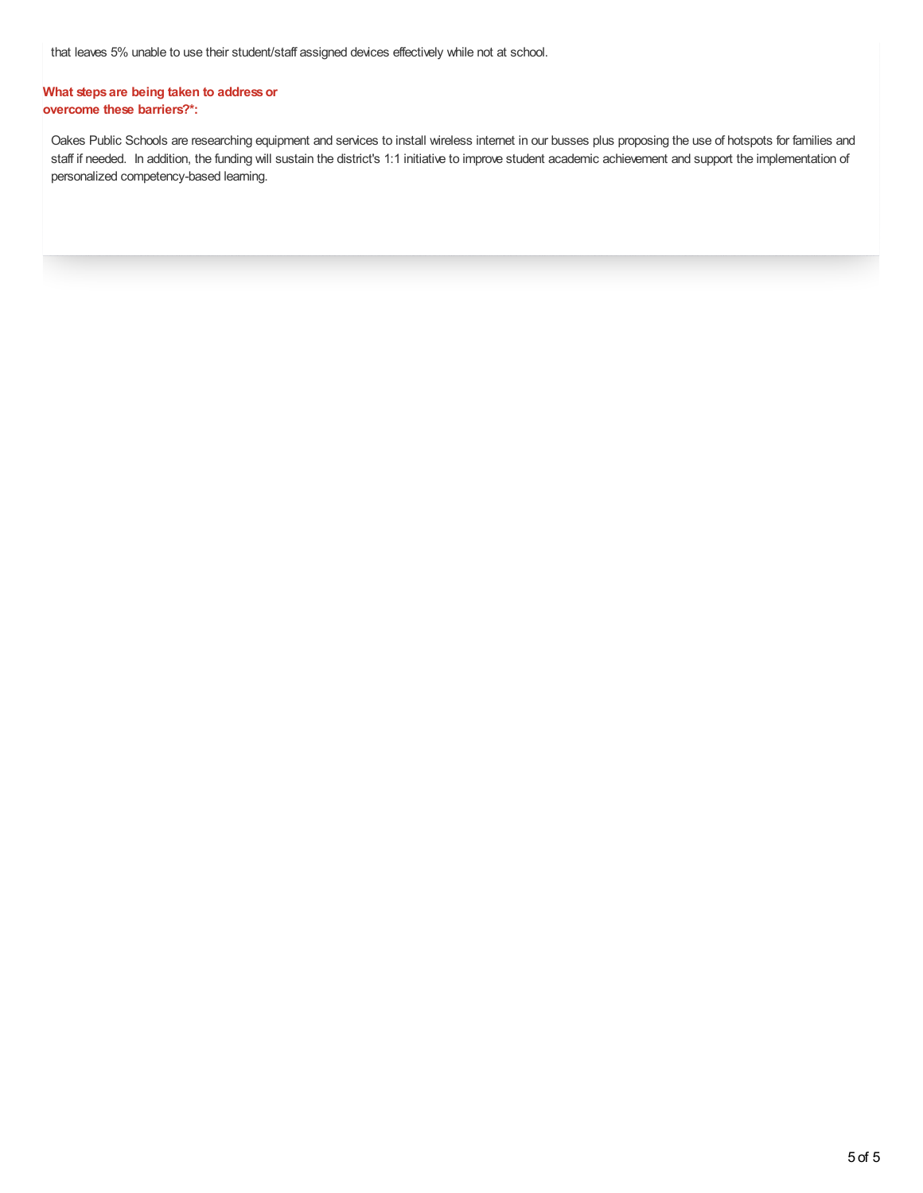that leaves 5% unable to use their student/staff assigned devices effectively while not at school.

**What steps are being taken to address or overcome these barriers?*:**

Oakes Public Schools are researching equipment and services to install wireless internet in our busses plus proposing the use of hotspots for families and staff if needed.  In addition, the funding will sustain the district's 1:1 initiative to improve student academic achievement and support the implementation of personalized competency-based learning.